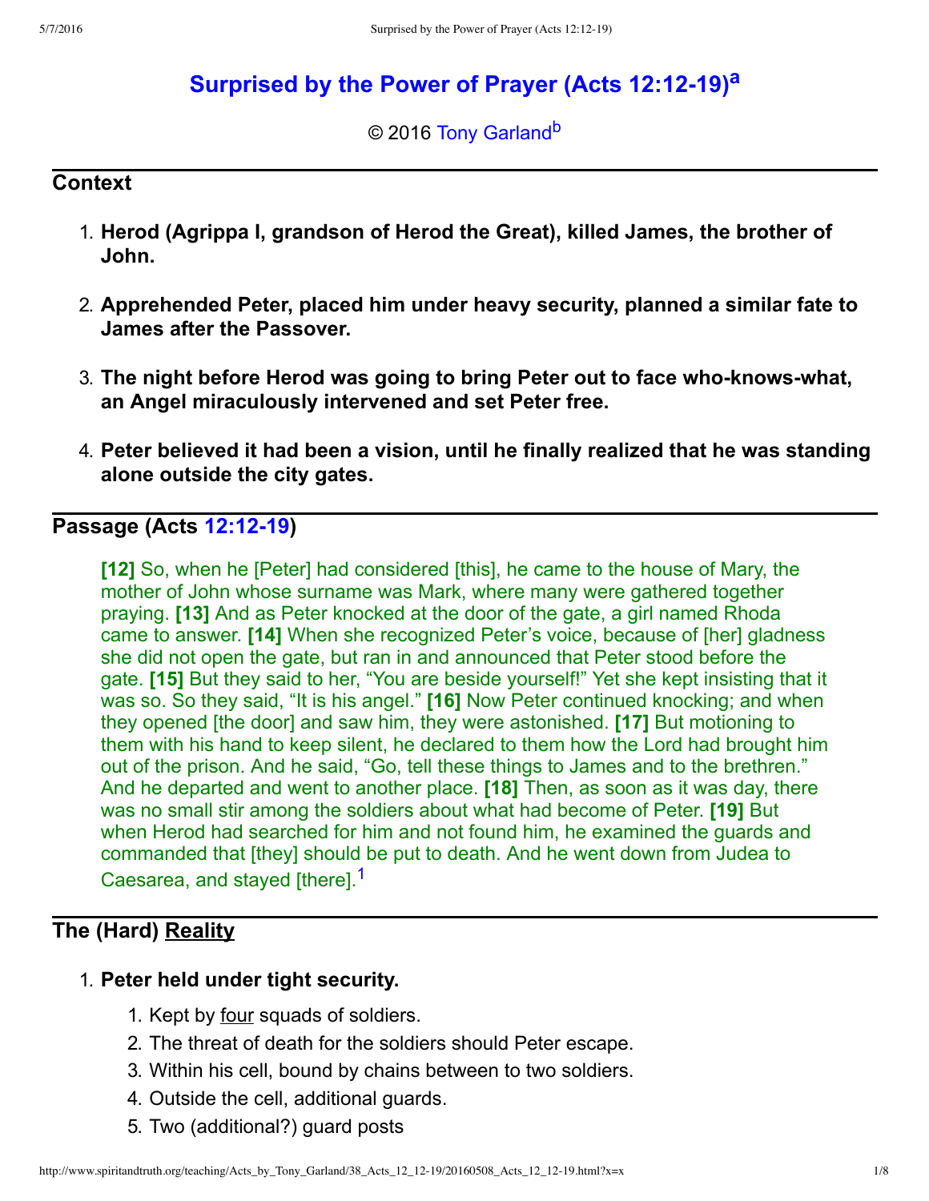# Surprised by the Power of Prayer (Acts 12:12-19)[a]

© 2016 Tony Garland[b]

## Context

1. **Herod (Agrippa I, grandson of Herod the Great), killed James, the brother of John.**
2. **Apprehended Peter, placed him under heavy security, planned a similar fate to James after the Passover.**
3. **The night before Herod was going to bring Peter out to face who-knows-what, an Angel miraculously intervened and set Peter free.**
4. **Peter believed it had been a vision, until he finally realized that he was standing alone outside the city gates.**

## Passage (Acts 12:12-19)

> **[12]** So, when he [Peter] had considered [this], he came to the house of Mary, the mother of John whose surname was Mark, where many were gathered together praying. **[13]** And as Peter knocked at the door of the gate, a girl named Rhoda came to answer. **[14]** When she recognized Peter's voice, because of [her] gladness she did not open the gate, but ran in and announced that Peter stood before the gate. **[15]** But they said to her, "You are beside yourself!" Yet she kept insisting that it was so. So they said, "It is his angel." **[16]** Now Peter continued knocking; and when they opened [the door] and saw him, they were astonished. **[17]** But motioning to them with his hand to keep silent, he declared to them how the Lord had brought him out of the prison. And he said, "Go, tell these things to James and to the brethren." And he departed and went to another place. **[18]** Then, as soon as it was day, there was no small stir among the soldiers about what had become of Peter. **[19]** But when Herod had searched for him and not found him, he examined the guards and commanded that [they] should be put to death. And he went down from Judea to Caesarea, and stayed [there].[1]

## The (Hard) Reality

1. **Peter held under tight security.**
   1. Kept by four squads of soldiers.
   2. The threat of death for the soldiers should Peter escape.
   3. Within his cell, bound by chains between to two soldiers.
   4. Outside the cell, additional guards.
   5. Two (additional?) guard posts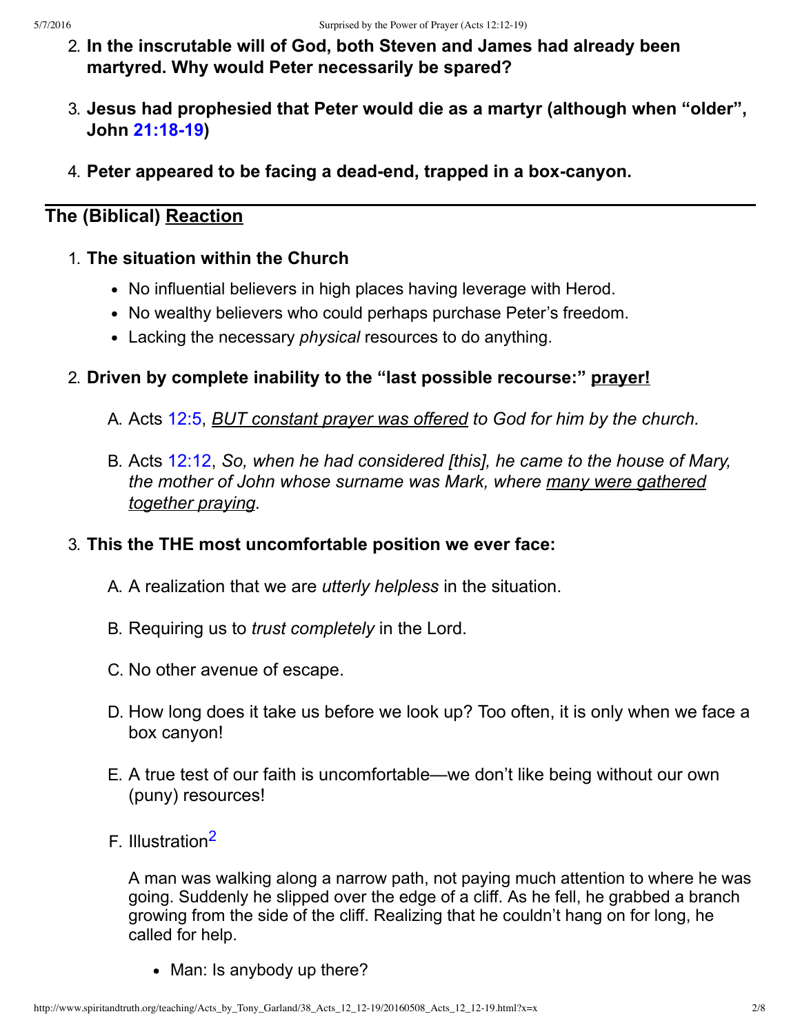2. **In the inscrutable will of God, both Steven and James had already been martyred. Why would Peter necessarily be spared?**

3. **Jesus had prophesied that Peter would die as a martyr (although when "older", John 21:18-19)**

4. **Peter appeared to be facing a dead-end, trapped in a box-canyon.**

---

## The (Biblical) Reaction

1. **The situation within the Church**
   - No influential believers in high places having leverage with Herod.
   - No wealthy believers who could perhaps purchase Peter's freedom.
   - Lacking the necessary *physical* resources to do anything.

2. **Driven by complete inability to the "last possible recourse:" prayer!**

   A. Acts 12:5, *BUT constant prayer was offered to God for him by the church.*

   B. Acts 12:12, *So, when he had considered [this], he came to the house of Mary, the mother of John whose surname was Mark, where many were gathered together praying.*

3. **This the THE most uncomfortable position we ever face:**

   A. A realization that we are *utterly helpless* in the situation.

   B. Requiring us to *trust completely* in the Lord.

   C. No other avenue of escape.

   D. How long does it take us before we look up? Too often, it is only when we face a box canyon!

   E. A true test of our faith is uncomfortable—we don't like being without our own (puny) resources!

   F. Illustration[2]

   A man was walking along a narrow path, not paying much attention to where he was going. Suddenly he slipped over the edge of a cliff. As he fell, he grabbed a branch growing from the side of the cliff. Realizing that he couldn't hang on for long, he called for help.

   - Man: Is anybody up there?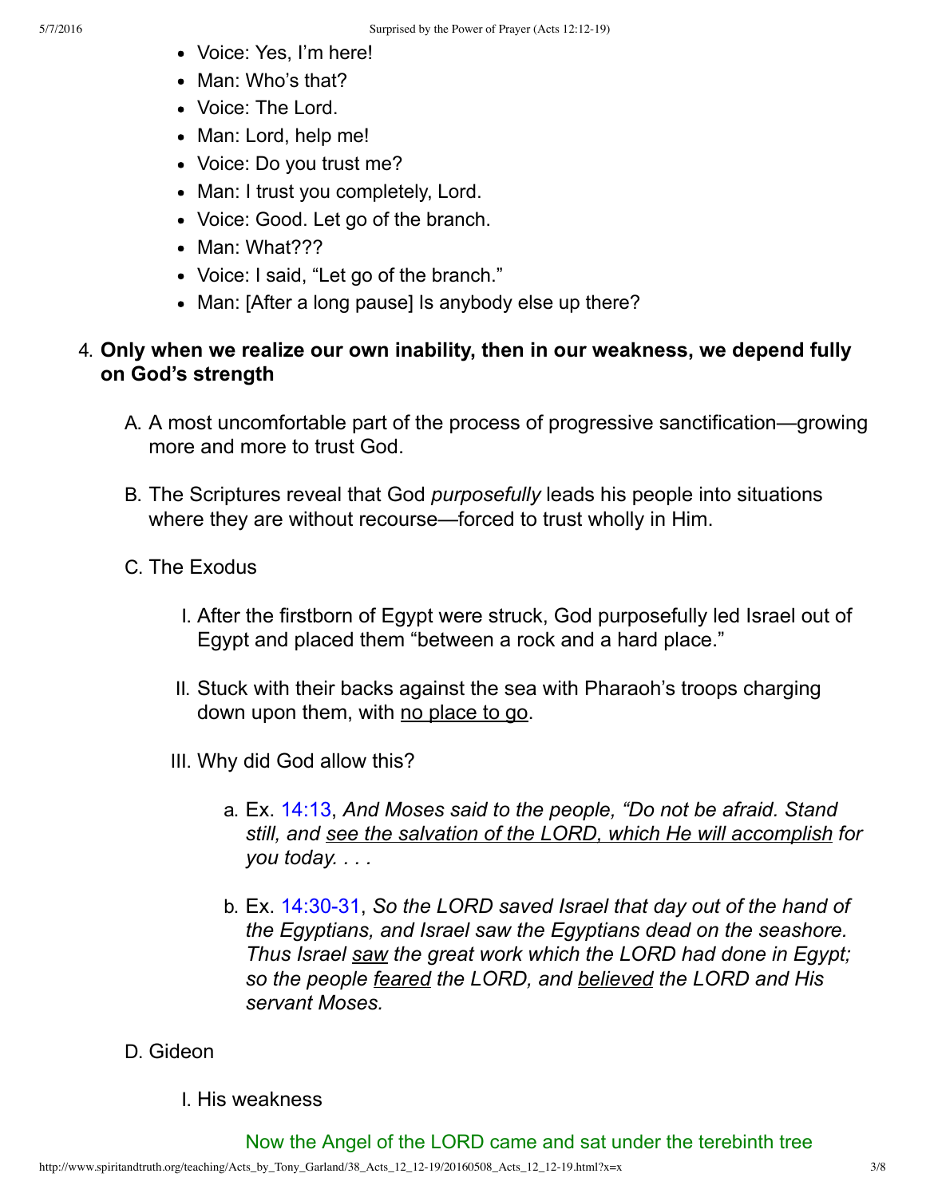- Voice: Yes, I'm here!
- Man: Who's that?
- Voice: The Lord.
- Man: Lord, help me!
- Voice: Do you trust me?
- Man: I trust you completely, Lord.
- Voice: Good. Let go of the branch.
- Man: What???
- Voice: I said, "Let go of the branch."
- Man: [After a long pause] Is anybody else up there?

4. **Only when we realize our own inability, then in our weakness, we depend fully on God's strength**

   A. A most uncomfortable part of the process of progressive sanctification—growing more and more to trust God.

   B. The Scriptures reveal that God *purposefully* leads his people into situations where they are without recourse—forced to trust wholly in Him.

   C. The Exodus

      I. After the firstborn of Egypt were struck, God purposefully led Israel out of Egypt and placed them "between a rock and a hard place."

      II. Stuck with their backs against the sea with Pharaoh's troops charging down upon them, with <u>no place to go</u>.

      III. Why did God allow this?

         a. Ex. 14:13, *And Moses said to the people, "Do not be afraid. Stand still, and <u>see the salvation of the LORD, which He will accomplish</u> for you today. . . .*

         b. Ex. 14:30-31, *So the LORD saved Israel that day out of the hand of the Egyptians, and Israel saw the Egyptians dead on the seashore. Thus Israel <u>saw</u> the great work which the LORD had done in Egypt; so the people <u>feared</u> the LORD, and <u>believed</u> the LORD and His servant Moses.*

   D. Gideon

      I. His weakness

         Now the Angel of the LORD came and sat under the terebinth tree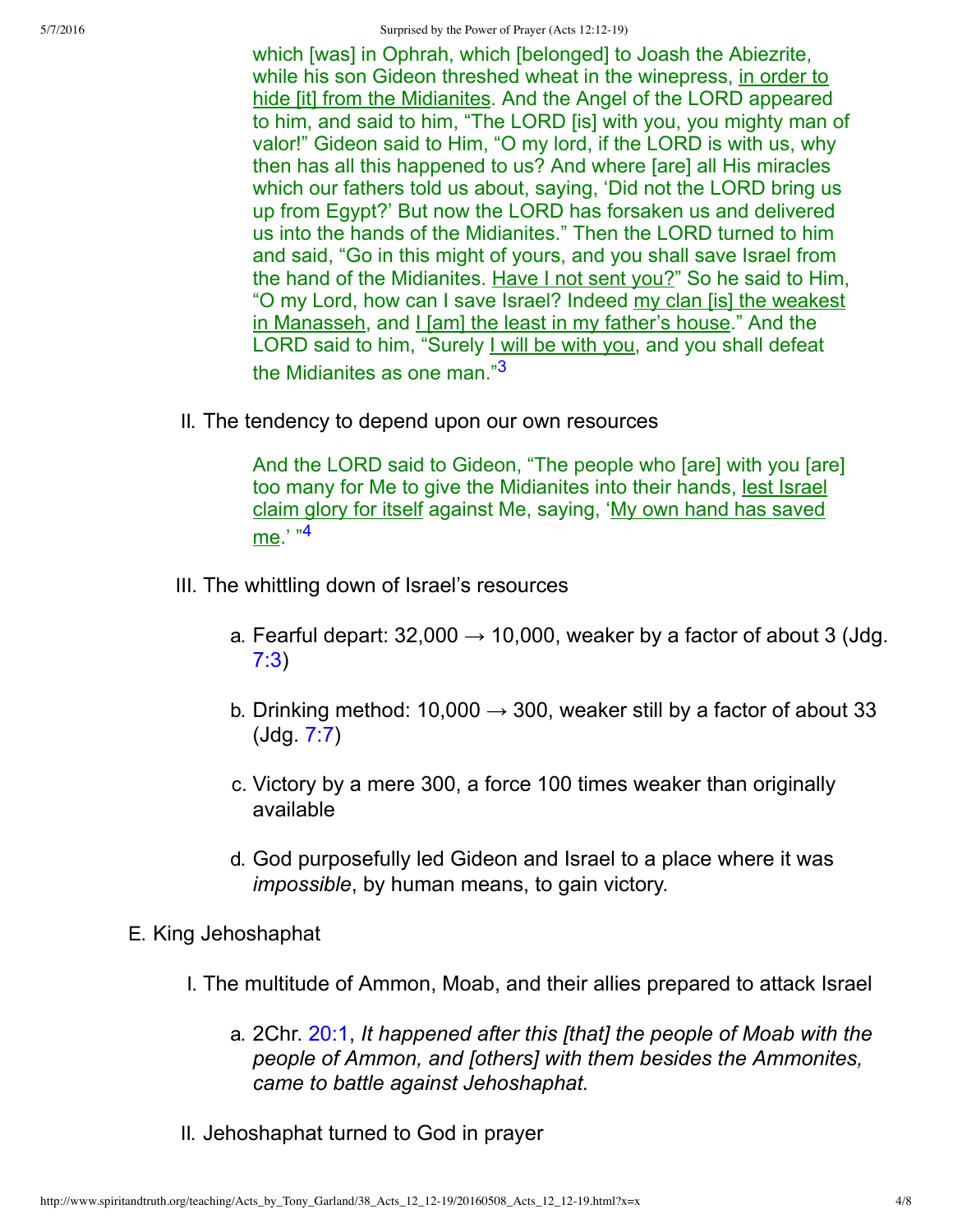which [was] in Ophrah, which [belonged] to Joash the Abiezrite, while his son Gideon threshed wheat in the winepress, <u>in order to hide [it] from the Midianites</u>. And the Angel of the LORD appeared to him, and said to him, “The LORD [is] with you, you mighty man of valor!” Gideon said to Him, “O my lord, if the LORD is with us, why then has all this happened to us? And where [are] all His miracles which our fathers told us about, saying, ‘Did not the LORD bring us up from Egypt?’ But now the LORD has forsaken us and delivered us into the hands of the Midianites.” Then the LORD turned to him and said, “Go in this might of yours, and you shall save Israel from the hand of the Midianites. <u>Have I not sent you?</u>” So he said to Him, “O my Lord, how can I save Israel? Indeed <u>my clan [is] the weakest in Manasseh</u>, and <u>I [am] the least in my father’s house</u>.” And the LORD said to him, “Surely <u>I will be with you</u>, and you shall defeat the Midianites as one man.”[3]

II. The tendency to depend upon our own resources

> And the LORD said to Gideon, “The people who [are] with you [are] too many for Me to give the Midianites into their hands, <u>lest Israel claim glory for itself</u> against Me, saying, ‘<u>My own hand has saved me</u>.’ ”[4]

III. The whittling down of Israel’s resources

a. Fearful depart: 32,000 → 10,000, weaker by a factor of about 3 (Jdg. 7:3)

b. Drinking method: 10,000 → 300, weaker still by a factor of about 33 (Jdg. 7:7)

c. Victory by a mere 300, a force 100 times weaker than originally available

d. God purposefully led Gideon and Israel to a place where it was *impossible*, by human means, to gain victory.

E. King Jehoshaphat

I. The multitude of Ammon, Moab, and their allies prepared to attack Israel

a. 2Chr. 20:1, *It happened after this [that] the people of Moab with the people of Ammon, and [others] with them besides the Ammonites, came to battle against Jehoshaphat.*

II. Jehoshaphat turned to God in prayer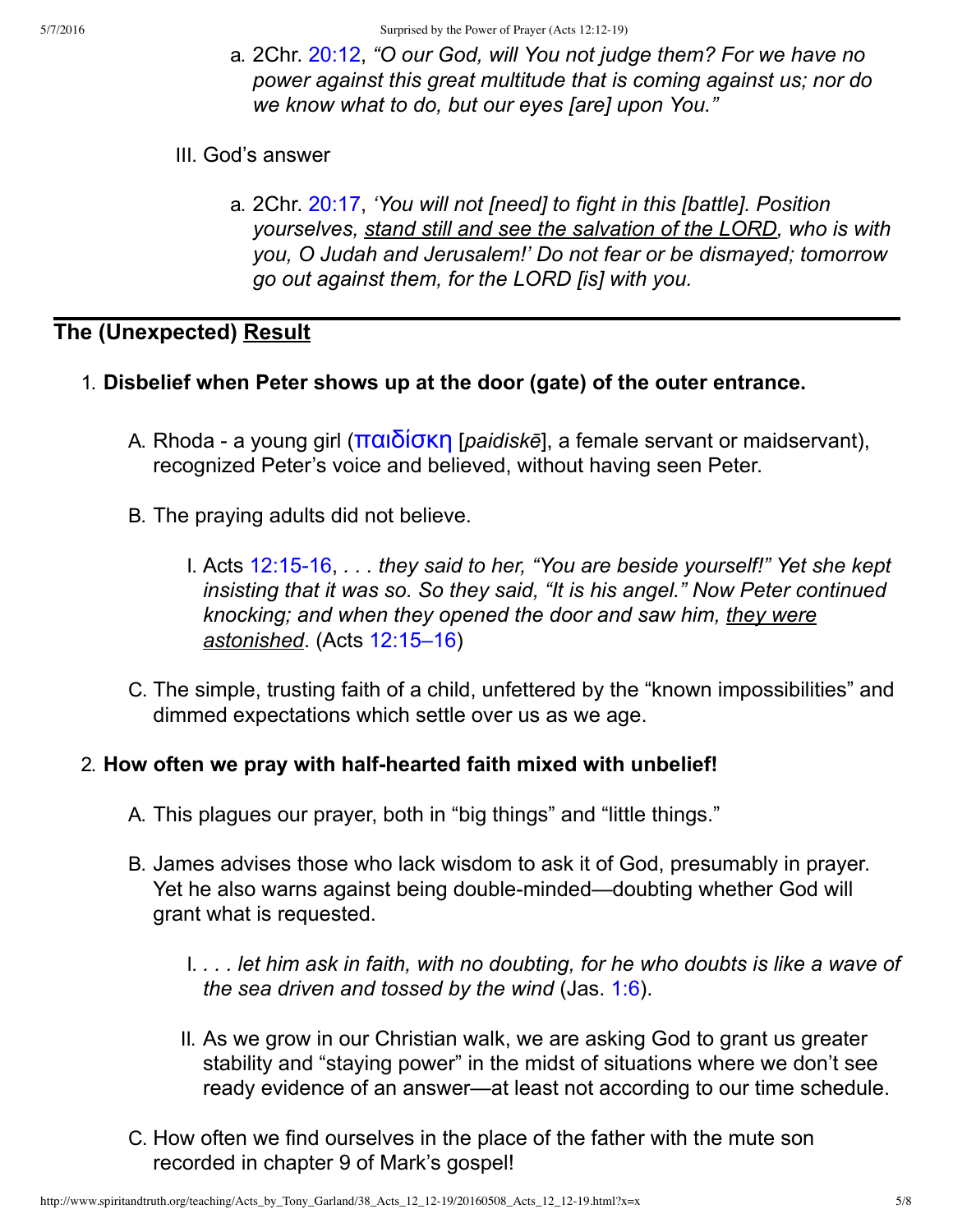a. 2Chr. 20:12, *"O our God, will You not judge them? For we have no power against this great multitude that is coming against us; nor do we know what to do, but our eyes [are] upon You."*

III. God's answer

a. 2Chr. 20:17, *'You will not [need] to fight in this [battle]. Position yourselves, <u>stand still and see the salvation of the LORD</u>, who is with you, O Judah and Jerusalem!' Do not fear or be dismayed; tomorrow go out against them, for the LORD [is] with you.*

---

## The (Unexpected) <u>Result</u>

1. **Disbelief when Peter shows up at the door (gate) of the outer entrance.**

   A. Rhoda - a young girl (παιδίσκη [*paidiskē*], a female servant or maidservant), recognized Peter's voice and believed, without having seen Peter.

   B. The praying adults did not believe.

      I. Acts 12:15-16, *. . . they said to her, "You are beside yourself!" Yet she kept insisting that it was so. So they said, "It is his angel." Now Peter continued knocking; and when they opened the door and saw him, <u>they were astonished</u>.* (Acts 12:15–16)

   C. The simple, trusting faith of a child, unfettered by the "known impossibilities" and dimmed expectations which settle over us as we age.

2. **How often we pray with half-hearted faith mixed with unbelief!**

   A. This plagues our prayer, both in "big things" and "little things."

   B. James advises those who lack wisdom to ask it of God, presumably in prayer. Yet he also warns against being double-minded—doubting whether God will grant what is requested.

      I. *. . . let him ask in faith, with no doubting, for he who doubts is like a wave of the sea driven and tossed by the wind* (Jas. 1:6).

      II. As we grow in our Christian walk, we are asking God to grant us greater stability and "staying power" in the midst of situations where we don't see ready evidence of an answer—at least not according to our time schedule.

   C. How often we find ourselves in the place of the father with the mute son recorded in chapter 9 of Mark's gospel!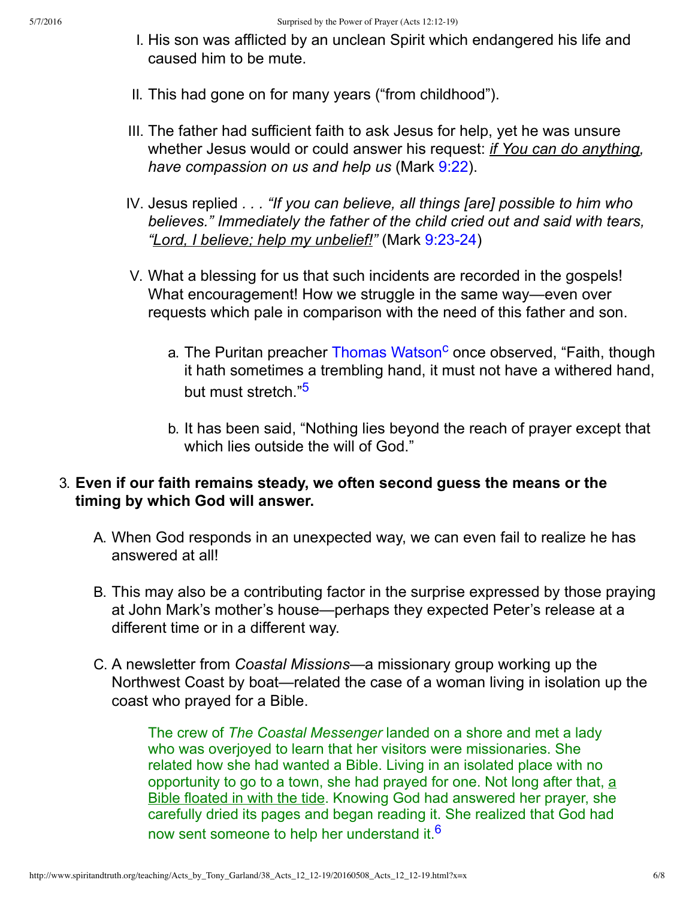I. His son was afflicted by an unclean Spirit which endangered his life and caused him to be mute.

II. This had gone on for many years ("from childhood").

III. The father had sufficient faith to ask Jesus for help, yet he was unsure whether Jesus would or could answer his request: *if You can do anything, have compassion on us and help us* (Mark 9:22).

IV. Jesus replied *. . . "If you can believe, all things [are] possible to him who believes." Immediately the father of the child cried out and said with tears, "Lord, I believe; help my unbelief!"* (Mark 9:23-24)

V. What a blessing for us that such incidents are recorded in the gospels! What encouragement! How we struggle in the same way—even over requests which pale in comparison with the need of this father and son.

   a. The Puritan preacher Thomas Watson[c] once observed, "Faith, though it hath sometimes a trembling hand, it must not have a withered hand, but must stretch."[5]

   b. It has been said, "Nothing lies beyond the reach of prayer except that which lies outside the will of God."

3. **Even if our faith remains steady, we often second guess the means or the timing by which God will answer.**

   A. When God responds in an unexpected way, we can even fail to realize he has answered at all!

   B. This may also be a contributing factor in the surprise expressed by those praying at John Mark's mother's house—perhaps they expected Peter's release at a different time or in a different way.

   C. A newsletter from *Coastal Missions*—a missionary group working up the Northwest Coast by boat—related the case of a woman living in isolation up the coast who prayed for a Bible.

      > The crew of *The Coastal Messenger* landed on a shore and met a lady who was overjoyed to learn that her visitors were missionaries. She related how she had wanted a Bible. Living in an isolated place with no opportunity to go to a town, she had prayed for one. Not long after that, a Bible floated in with the tide. Knowing God had answered her prayer, she carefully dried its pages and began reading it. She realized that God had now sent someone to help her understand it.[6]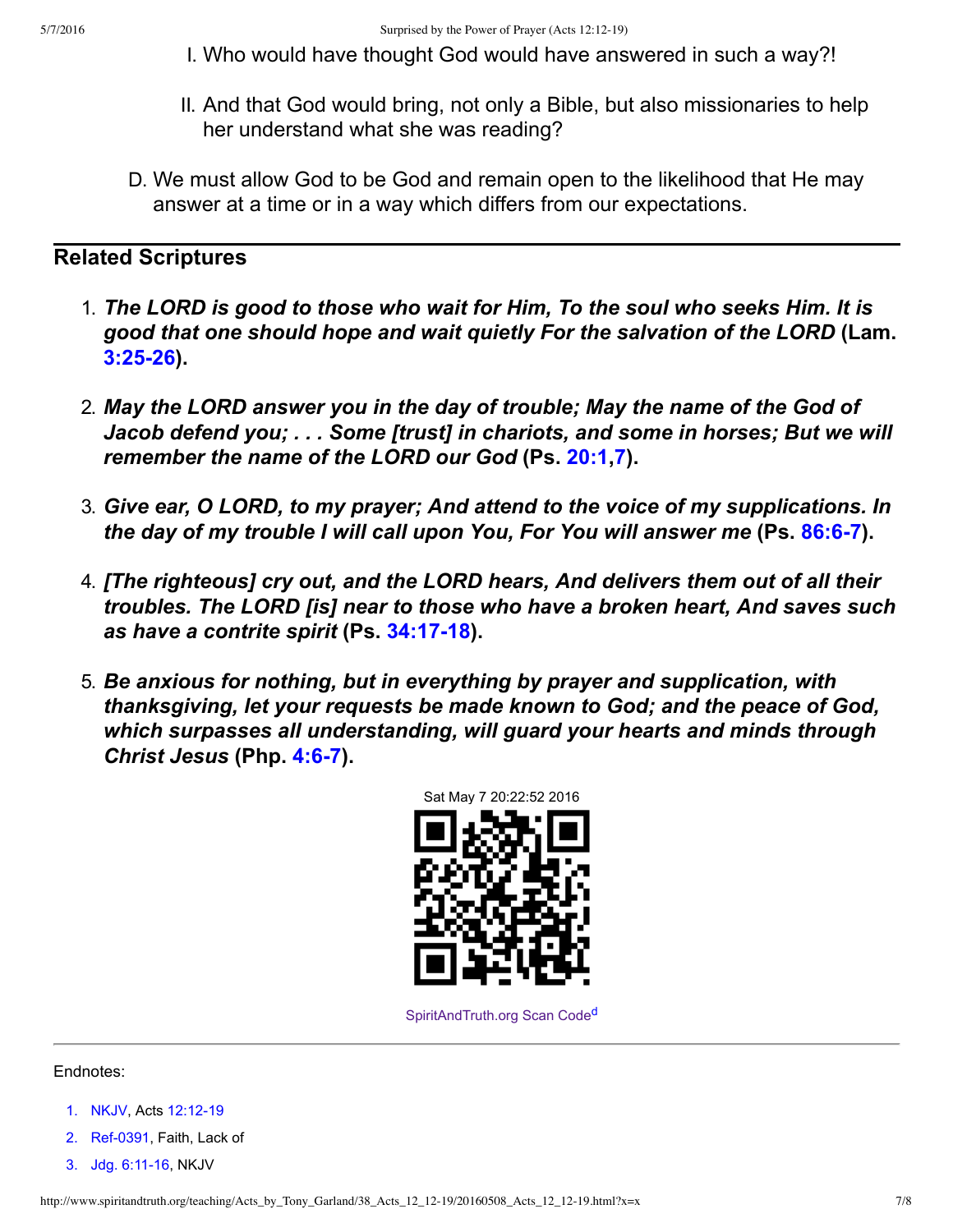I. Who would have thought God would have answered in such a way?!

II. And that God would bring, not only a Bible, but also missionaries to help her understand what she was reading?

D. We must allow God to be God and remain open to the likelihood that He may answer at a time or in a way which differs from our expectations.

## Related Scriptures

1. ***The LORD is good to those who wait for Him, To the soul who seeks Him. It is good that one should hope and wait quietly For the salvation of the LORD*** **(Lam. 3:25-26).**

2. ***May the LORD answer you in the day of trouble; May the name of the God of Jacob defend you; . . . Some [trust] in chariots, and some in horses; But we will remember the name of the LORD our God*** **(Ps. 20:1,7).**

3. ***Give ear, O LORD, to my prayer; And attend to the voice of my supplications. In the day of my trouble I will call upon You, For You will answer me*** **(Ps. 86:6-7).**

4. ***[The righteous] cry out, and the LORD hears, And delivers them out of all their troubles. The LORD [is] near to those who have a broken heart, And saves such as have a contrite spirit*** **(Ps. 34:17-18).**

5. ***Be anxious for nothing, but in everything by prayer and supplication, with thanksgiving, let your requests be made known to God; and the peace of God, which surpasses all understanding, will guard your hearts and minds through Christ Jesus*** **(Php. 4:6-7).**

Sat May 7 20:22:52 2016

SpiritAndTruth.org Scan Code[d]

Endnotes:

1. NKJV, Acts 12:12-19
2. Ref-0391, Faith, Lack of
3. Jdg. 6:11-16, NKJV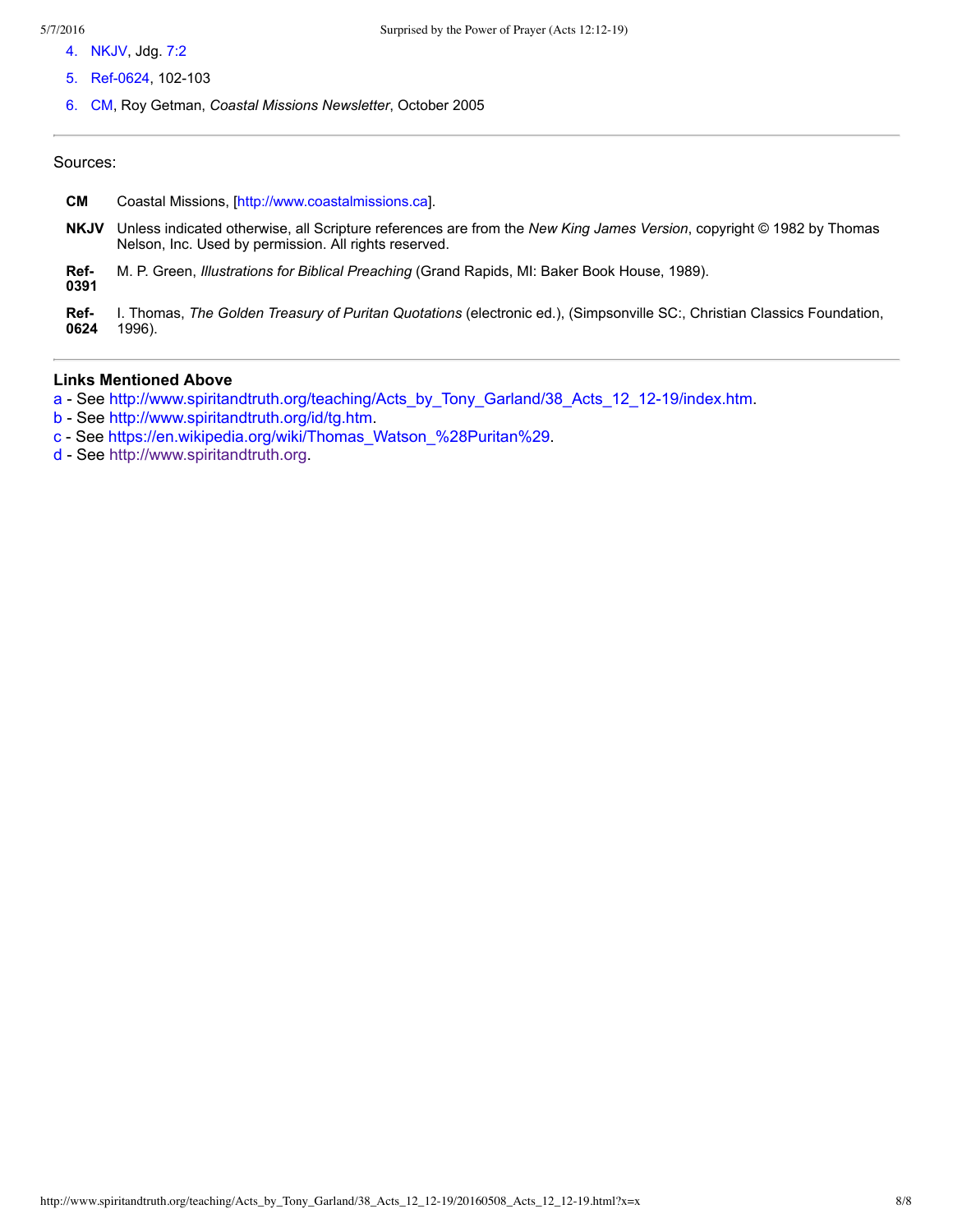4. NKJV, Jdg. 7:2
5. Ref-0624, 102-103
6. CM, Roy Getman, *Coastal Missions Newsletter*, October 2005

---

Sources:

| | |
|---|---|
| **CM** | Coastal Missions, [http://www.coastalmissions.ca]. |
| **NKJV** | Unless indicated otherwise, all Scripture references are from the *New King James Version*, copyright © 1982 by Thomas Nelson, Inc. Used by permission. All rights reserved. |
| **Ref-0391** | M. P. Green, *Illustrations for Biblical Preaching* (Grand Rapids, MI: Baker Book House, 1989). |
| **Ref-0624** | I. Thomas, *The Golden Treasury of Puritan Quotations* (electronic ed.), (Simpsonville SC:, Christian Classics Foundation, 1996). |

---

**Links Mentioned Above**

a - See http://www.spiritandtruth.org/teaching/Acts_by_Tony_Garland/38_Acts_12_12-19/index.htm.
b - See http://www.spiritandtruth.org/id/tg.htm.
c - See https://en.wikipedia.org/wiki/Thomas_Watson_%28Puritan%29.
d - See http://www.spiritandtruth.org.